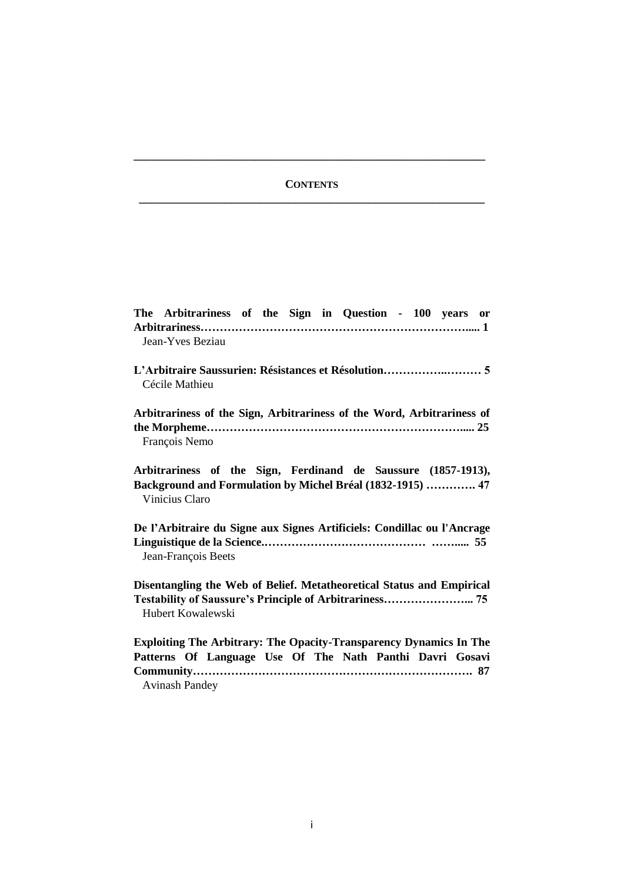## CONTENTS

**The Arbitrariness of the Sign in Question - 100 years or Arbitrariness……………………………………………………………….... 1**
Jean-Yves Beziau

**L'Arbitraire Saussurien: Résistances et Résolution…………….……… 5**
Cécile Mathieu

**Arbitrariness of the Sign, Arbitrariness of the Word, Arbitrariness of the Morpheme………………………………………………………….... 25**
François Nemo

**Arbitrariness of the Sign, Ferdinand de Saussure (1857-1913), Background and Formulation by Michel Bréal (1832-1915) …………. 47**
Vinicius Claro

**De l'Arbitraire du Signe aux Signes Artificiels: Condillac ou l'Ancrage Linguistique de la Science.…………………………………… ……..... 55**
Jean-François Beets

**Disentangling the Web of Belief. Metatheoretical Status and Empirical Testability of Saussure's Principle of Arbitrariness………………….. 75**
Hubert Kowalewski

**Exploiting The Arbitrary: The Opacity-Transparency Dynamics In The Patterns Of Language Use Of The Nath Panthi Davri Gosavi Community………………………………………………………………. 87**
Avinash Pandey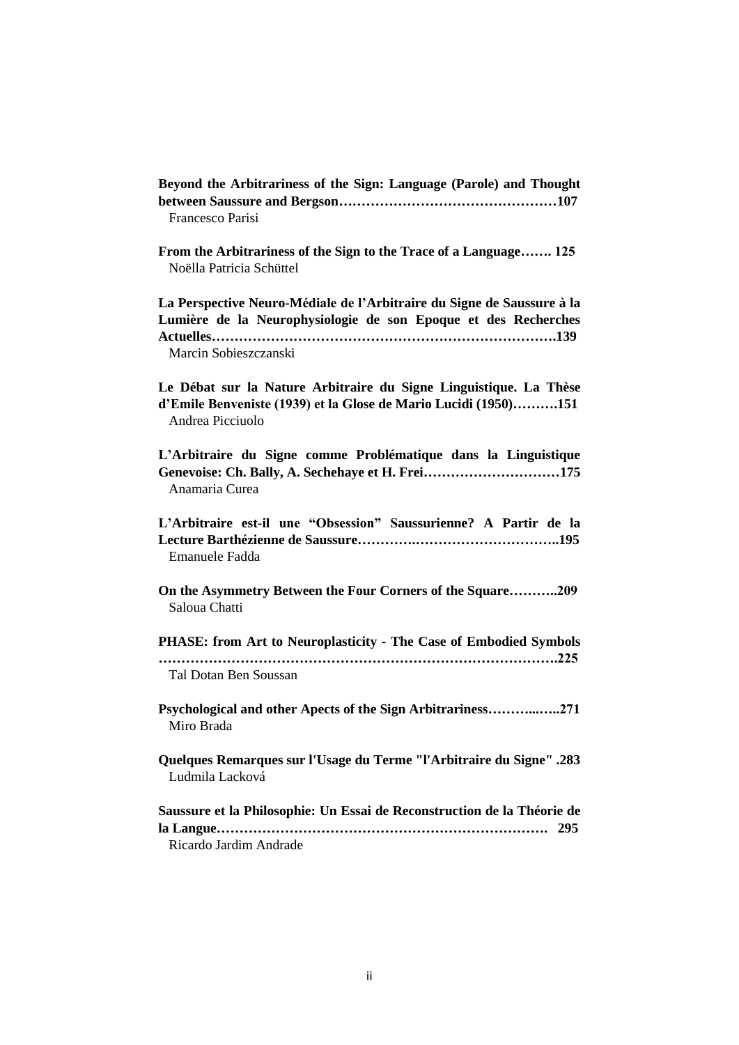**Beyond the Arbitrariness of the Sign: Language (Parole) and Thought between Saussure and Bergson…………………………………………107**
Francesco Parisi

**From the Arbitrariness of the Sign to the Trace of a Language……. 125**
Noëlla Patricia Schüttel

**La Perspective Neuro-Médiale de l'Arbitraire du Signe de Saussure à la Lumière de la Neurophysiologie de son Epoque et des Recherches Actuelles…………………………………………………………………….139**
Marcin Sobieszczanski

**Le Débat sur la Nature Arbitraire du Signe Linguistique. La Thèse d'Emile Benveniste (1939) et la Glose de Mario Lucidi (1950)……….151**
Andrea Picciuolo

**L'Arbitraire du Signe comme Problématique dans la Linguistique Genevoise: Ch. Bally, A. Sechehaye et H. Frei…………………………175**
Anamaria Curea

**L'Arbitraire est-il une "Obsession" Saussurienne? A Partir de la Lecture Barthézienne de Saussure………….…………………………..195**
Emanuele Fadda

**On the Asymmetry Between the Four Corners of the Square………..209**
Saloua Chatti

**PHASE: from Art to Neuroplasticity - The Case of Embodied Symbols ……………………………………………………………………………….225**
Tal Dotan Ben Soussan

**Psychological and other Apects of the Sign Arbitrariness………..…..271**
Miro Brada

**Quelques Remarques sur l'Usage du Terme "l'Arbitraire du Signe" .283**
Ludmila Lacková

**Saussure et la Philosophie: Un Essai de Reconstruction de la Théorie de la Langue……………………………………………………………….  295**
Ricardo Jardim Andrade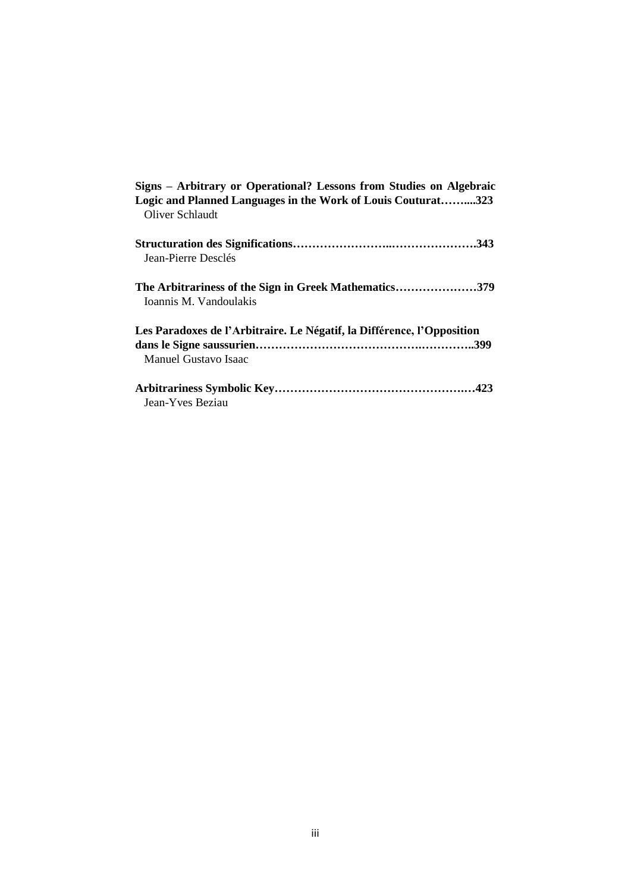**Signs – Arbitrary or Operational? Lessons from Studies on Algebraic Logic and Planned Languages in the Work of Louis Couturat……....323**
Oliver Schlaudt

**Structuration des Significations……………………..………………….343**
Jean-Pierre Desclés

**The Arbitrariness of the Sign in Greek Mathematics…………………379**
Ioannis M. Vandoulakis

**Les Paradoxes de l'Arbitraire. Le Négatif, la Différence, l'Opposition dans le Signe saussurien……………………………………….…………..399**
Manuel Gustavo Isaac

**Arbitrariness Symbolic Key…………………………………………….…423**
Jean-Yves Beziau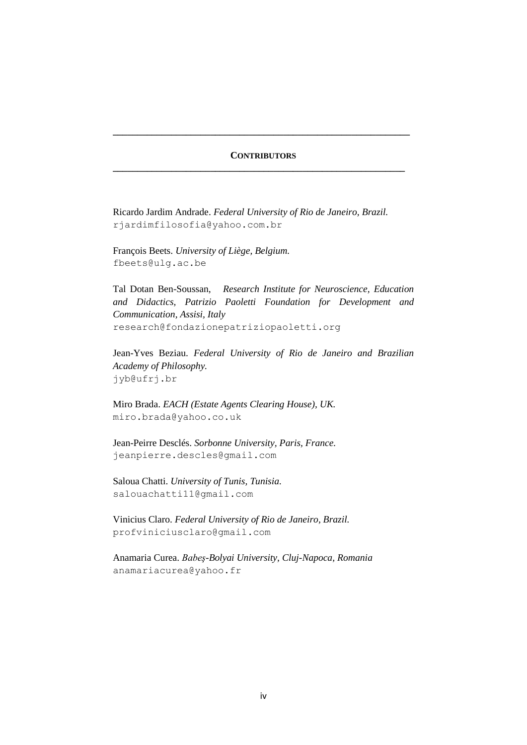## CONTRIBUTORS

Ricardo Jardim Andrade. *Federal University of Rio de Janeiro, Brazil.*
rjardimfilosofia@yahoo.com.br

François Beets. *University of Liège, Belgium.*
fbeets@ulg.ac.be

Tal Dotan Ben-Soussan, *Research Institute for Neuroscience, Education and Didactics, Patrizio Paoletti Foundation for Development and Communication, Assisi, Italy*
research@fondazionepatriziopaoletti.org

Jean-Yves Beziau. *Federal University of Rio de Janeiro and Brazilian Academy of Philosophy.*
jyb@ufrj.br

Miro Brada. *EACH (Estate Agents Clearing House), UK.*
miro.brada@yahoo.co.uk

Jean-Peirre Desclés. *Sorbonne University, Paris, France.*
jeanpierre.descles@gmail.com

Saloua Chatti. *University of Tunis, Tunisia.*
salouachatti11@gmail.com

Vinicius Claro. *Federal University of Rio de Janeiro, Brazil.*
profviniciusclaro@gmail.com

Anamaria Curea. *Babeş-Bolyai University, Cluj-Napoca, Romania*
anamariacurea@yahoo.fr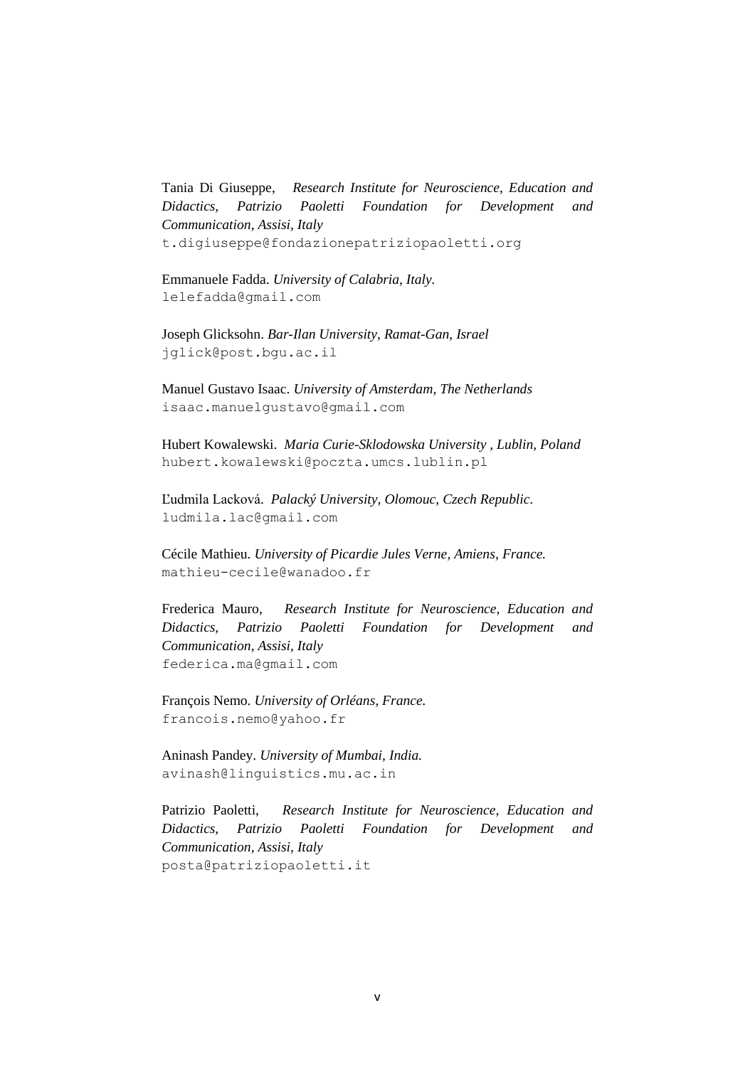Tania Di Giuseppe, *Research Institute for Neuroscience, Education and Didactics, Patrizio Paoletti Foundation for Development and Communication, Assisi, Italy*
t.digiuseppe@fondazionepatriziopaoletti.org

Emmanuele Fadda. *University of Calabria, Italy.*
lelefadda@gmail.com

Joseph Glicksohn. *Bar-Ilan University, Ramat-Gan, Israel*
jglick@post.bgu.ac.il

Manuel Gustavo Isaac. *University of Amsterdam, The Netherlands*
isaac.manuelgustavo@gmail.com

Hubert Kowalewski. *Maria Curie-Sklodowska University , Lublin, Poland*
hubert.kowalewski@poczta.umcs.lublin.pl

Ľudmila Lacková. *Palacký University, Olomouc, Czech Republic.*
ludmila.lac@gmail.com

Cécile Mathieu. *University of Picardie Jules Verne, Amiens, France.*
mathieu-cecile@wanadoo.fr

Frederica Mauro, *Research Institute for Neuroscience, Education and Didactics, Patrizio Paoletti Foundation for Development and Communication, Assisi, Italy*
federica.ma@gmail.com

François Nemo. *University of Orléans, France.*
francois.nemo@yahoo.fr

Aninash Pandey. *University of Mumbai, India.*
avinash@linguistics.mu.ac.in

Patrizio Paoletti, *Research Institute for Neuroscience, Education and Didactics, Patrizio Paoletti Foundation for Development and Communication, Assisi, Italy*
posta@patriziopaoletti.it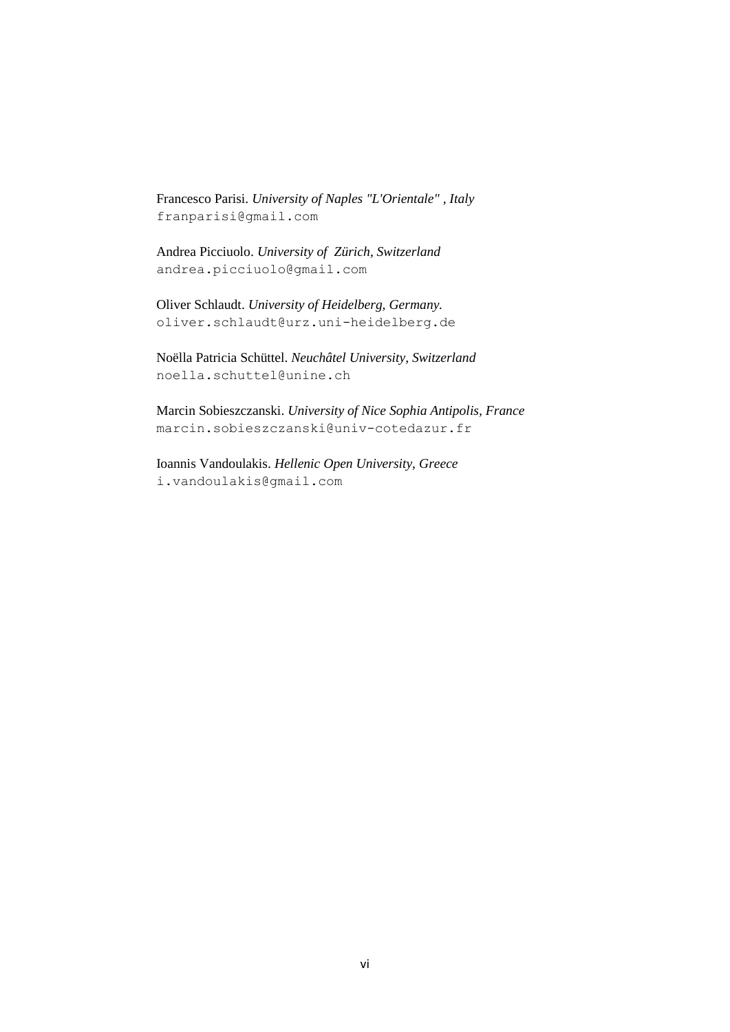Francesco Parisi. *University of Naples "L'Orientale" , Italy*
franparisi@gmail.com

Andrea Picciuolo. *University of  Zürich, Switzerland*
andrea.picciuolo@gmail.com

Oliver Schlaudt. *University of Heidelberg, Germany.*
oliver.schlaudt@urz.uni-heidelberg.de

Noëlla Patricia Schüttel. *Neuchâtel University, Switzerland*
noella.schuttel@unine.ch

Marcin Sobieszczanski. *University of Nice Sophia Antipolis, France*
marcin.sobieszczanski@univ-cotedazur.fr

Ioannis Vandoulakis. *Hellenic Open University, Greece*
i.vandoulakis@gmail.com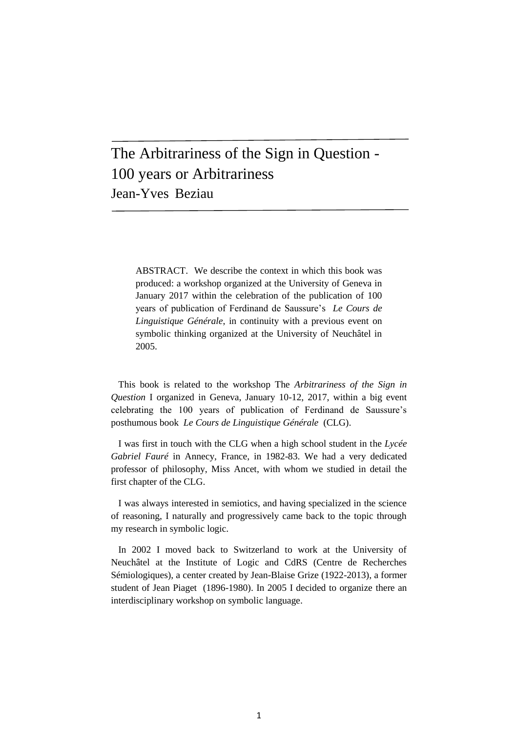# The Arbitrariness of the Sign in Question - 100 years or Arbitrariness

Jean-Yves Beziau

> ABSTRACT. We describe the context in which this book was produced: a workshop organized at the University of Geneva in January 2017 within the celebration of the publication of 100 years of publication of Ferdinand de Saussure's *Le Cours de Linguistique Générale*, in continuity with a previous event on symbolic thinking organized at the University of Neuchâtel in 2005.

This book is related to the workshop The *Arbitrariness of the Sign in Question* I organized in Geneva, January 10-12, 2017, within a big event celebrating the 100 years of publication of Ferdinand de Saussure's posthumous book *Le Cours de Linguistique Générale* (CLG).

I was first in touch with the CLG when a high school student in the *Lycée Gabriel Fauré* in Annecy, France, in 1982-83. We had a very dedicated professor of philosophy, Miss Ancet, with whom we studied in detail the first chapter of the CLG.

I was always interested in semiotics, and having specialized in the science of reasoning, I naturally and progressively came back to the topic through my research in symbolic logic.

In 2002 I moved back to Switzerland to work at the University of Neuchâtel at the Institute of Logic and CdRS (Centre de Recherches Sémiologiques), a center created by Jean-Blaise Grize (1922-2013), a former student of Jean Piaget (1896-1980). In 2005 I decided to organize there an interdisciplinary workshop on symbolic language.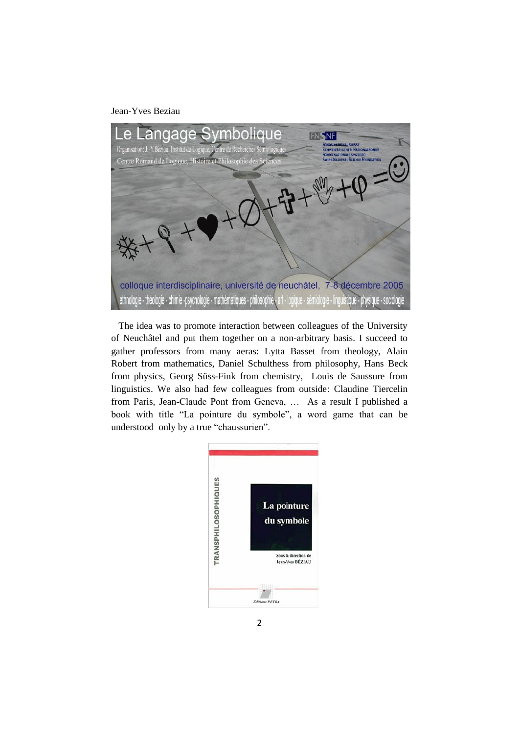The idea was to promote interaction between colleagues of the University of Neuchâtel and put them together on a non-arbitrary basis. I succeed to gather professors from many aeras: Lytta Basset from theology, Alain Robert from mathematics, Daniel Schulthess from philosophy, Hans Beck from physics, Georg Süss-Fink from chemistry, Louis de Saussure from linguistics. We also had few colleagues from outside: Claudine Tiercelin from Paris, Jean-Claude Pont from Geneva, … As a result I published a book with title "La pointure du symbole", a word game that can be understood only by a true "chaussurien".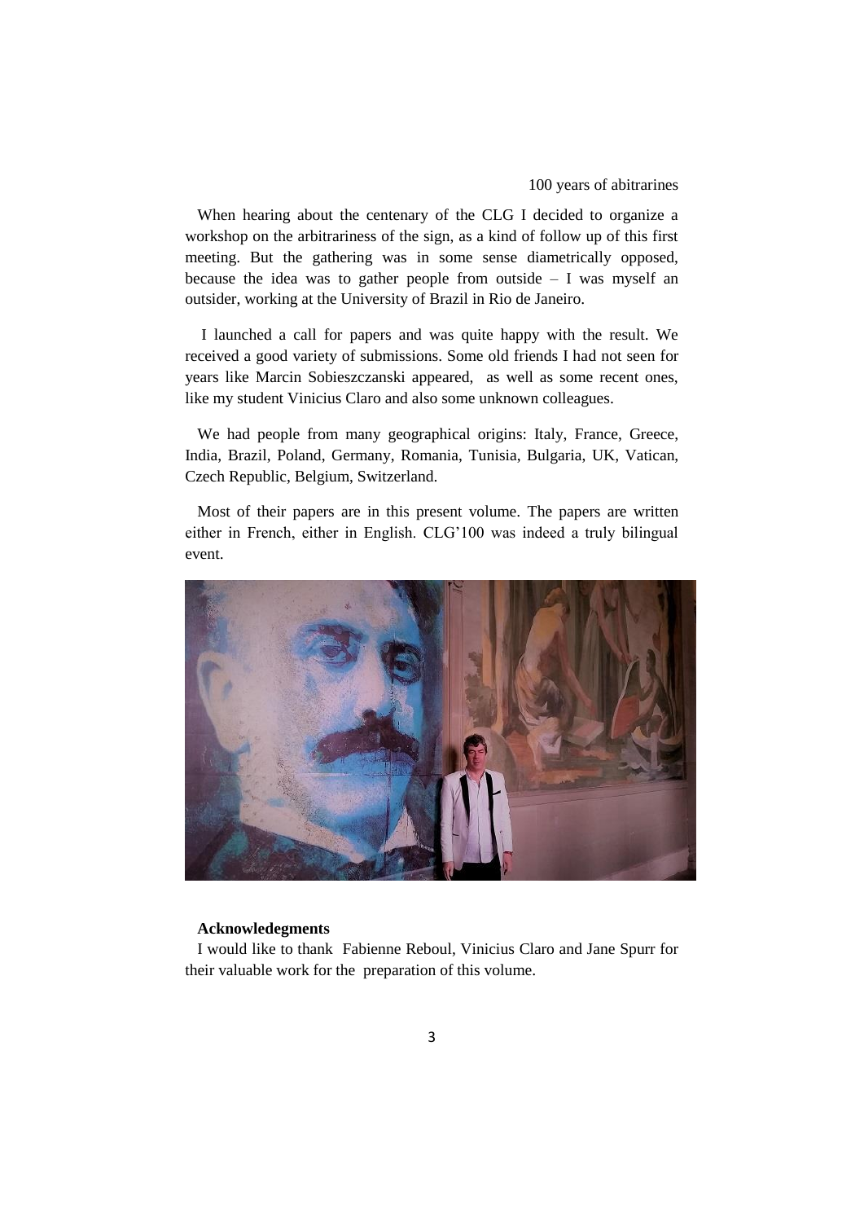When hearing about the centenary of the CLG I decided to organize a workshop on the arbitrariness of the sign, as a kind of follow up of this first meeting. But the gathering was in some sense diametrically opposed, because the idea was to gather people from outside – I was myself an outsider, working at the University of Brazil in Rio de Janeiro.

I launched a call for papers and was quite happy with the result. We received a good variety of submissions. Some old friends I had not seen for years like Marcin Sobieszczanski appeared, as well as some recent ones, like my student Vinicius Claro and also some unknown colleagues.

We had people from many geographical origins: Italy, France, Greece, India, Brazil, Poland, Germany, Romania, Tunisia, Bulgaria, UK, Vatican, Czech Republic, Belgium, Switzerland.

Most of their papers are in this present volume. The papers are written either in French, either in English. CLG'100 was indeed a truly bilingual event.

**Acknowledegments**

I would like to thank Fabienne Reboul, Vinicius Claro and Jane Spurr for their valuable work for the preparation of this volume.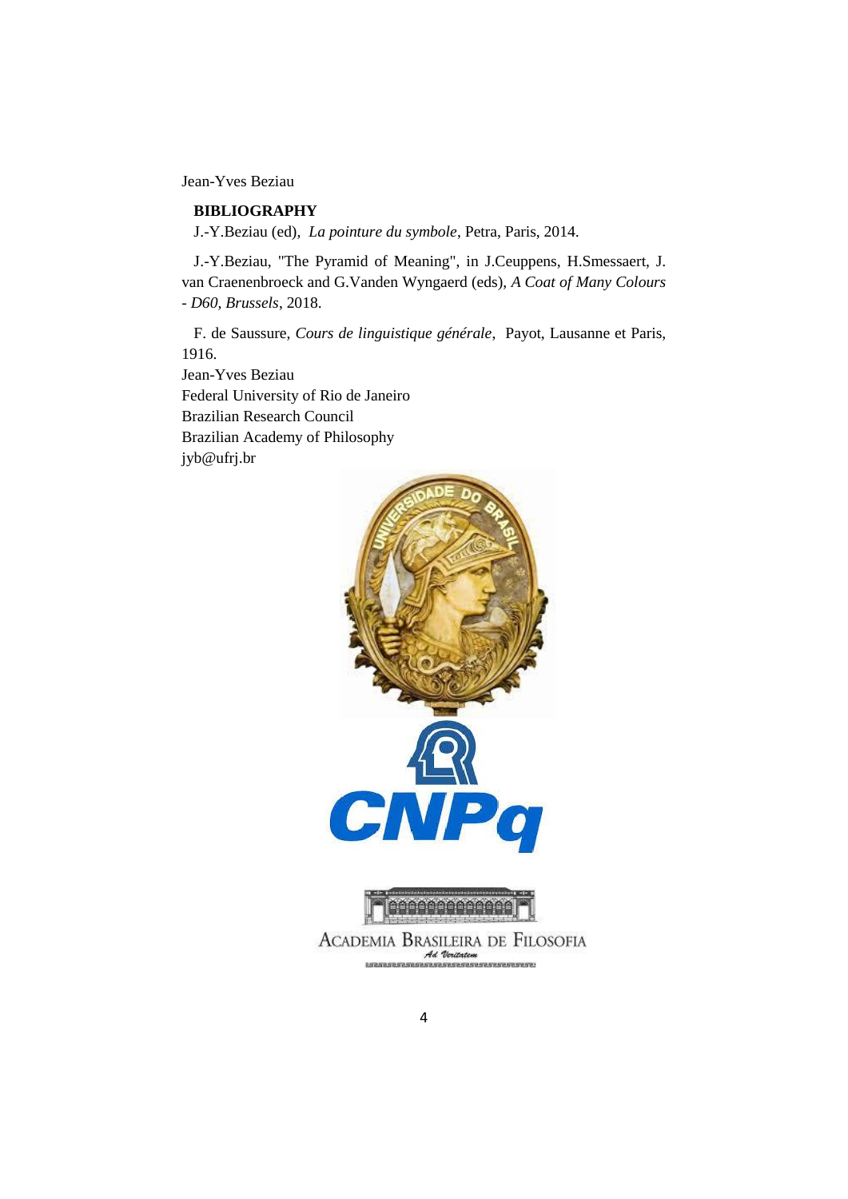Jean-Yves Beziau

**BIBLIOGRAPHY**

J.-Y.Beziau (ed), *La pointure du symbole*, Petra, Paris, 2014.

J.-Y.Beziau, "The Pyramid of Meaning", in J.Ceuppens, H.Smessaert, J. van Craenenbroeck and G.Vanden Wyngaerd (eds), *A Coat of Many Colours - D60, Brussels*, 2018.

F. de Saussure, *Cours de linguistique générale*, Payot, Lausanne et Paris, 1916.

Jean-Yves Beziau
Federal University of Rio de Janeiro
Brazilian Research Council
Brazilian Academy of Philosophy
jyb@ufrj.br